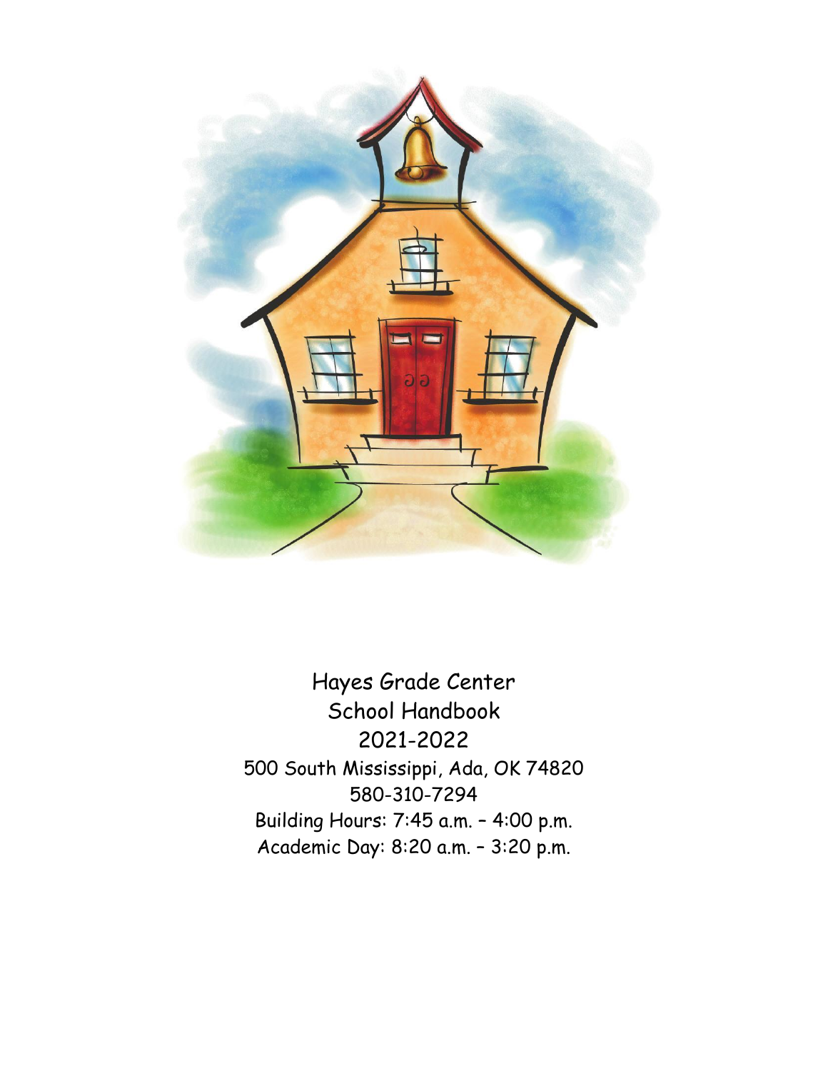# Hayes Grade Center
## School Handbook
## 2021-2022

500 South Mississippi, Ada, OK 74820

580-310-7294

Building Hours: 7:45 a.m. – 4:00 p.m.

Academic Day: 8:20 a.m. – 3:20 p.m.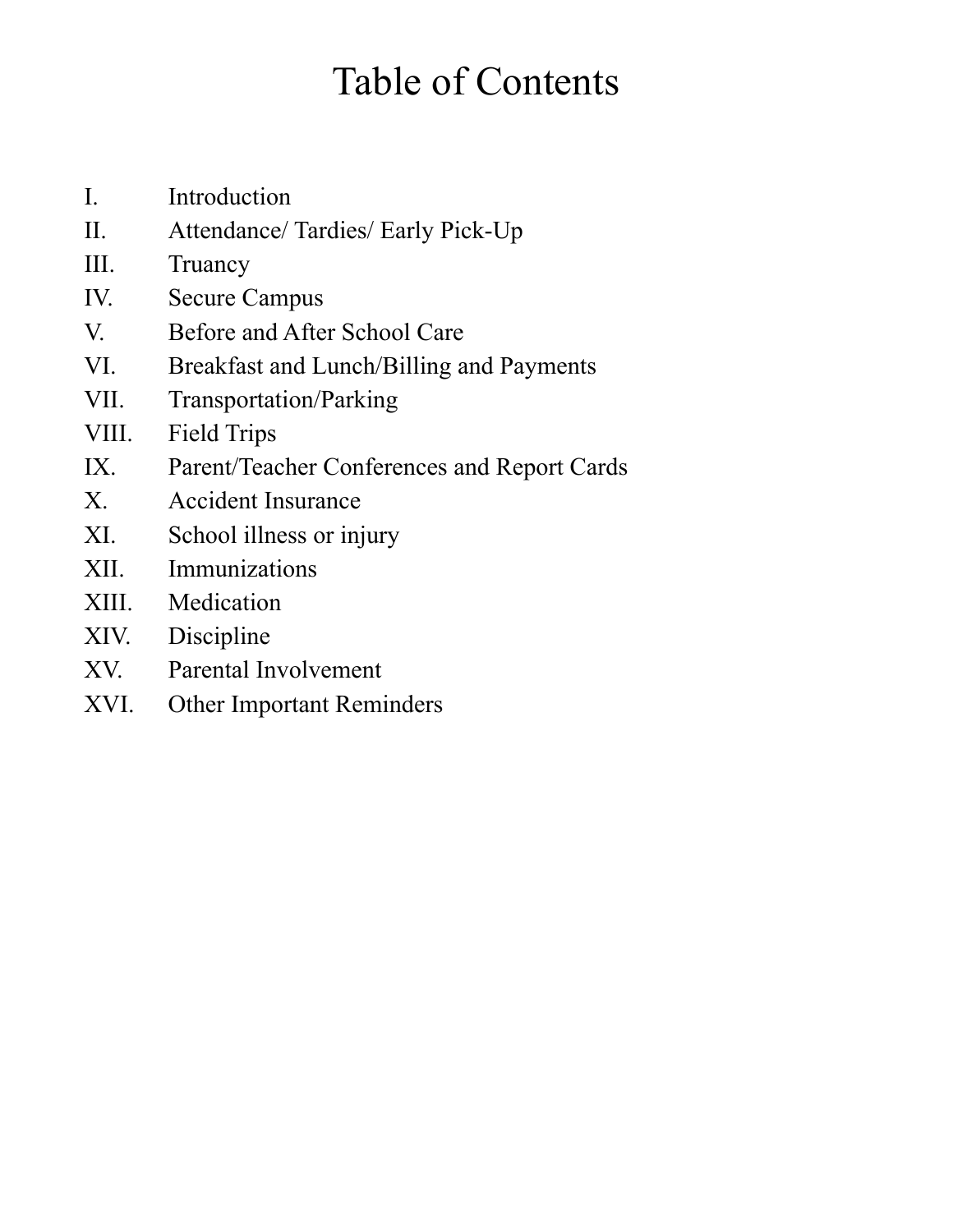# Table of Contents

I. Introduction
II. Attendance/ Tardies/ Early Pick-Up
III. Truancy
IV. Secure Campus
V. Before and After School Care
VI. Breakfast and Lunch/Billing and Payments
VII. Transportation/Parking
VIII. Field Trips
IX. Parent/Teacher Conferences and Report Cards
X. Accident Insurance
XI. School illness or injury
XII. Immunizations
XIII. Medication
XIV. Discipline
XV. Parental Involvement
XVI. Other Important Reminders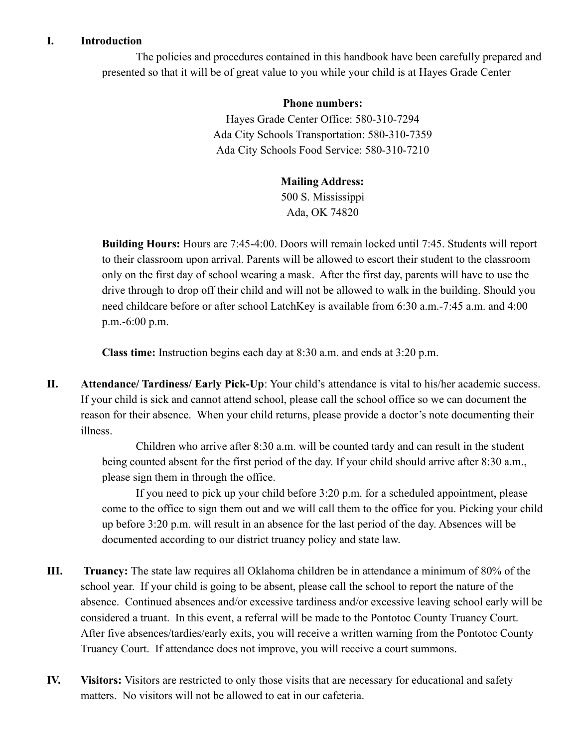## I. Introduction

The policies and procedures contained in this handbook have been carefully prepared and presented so that it will be of great value to you while your child is at Hayes Grade Center

**Phone numbers:**

Hayes Grade Center Office: 580-310-7294
Ada City Schools Transportation: 580-310-7359
Ada City Schools Food Service: 580-310-7210

**Mailing Address:**

500 S. Mississippi
Ada, OK 74820

**Building Hours:** Hours are 7:45-4:00. Doors will remain locked until 7:45. Students will report to their classroom upon arrival. Parents will be allowed to escort their student to the classroom only on the first day of school wearing a mask. After the first day, parents will have to use the drive through to drop off their child and will not be allowed to walk in the building. Should you need childcare before or after school LatchKey is available from 6:30 a.m.-7:45 a.m. and 4:00 p.m.-6:00 p.m.

**Class time:** Instruction begins each day at 8:30 a.m. and ends at 3:20 p.m.

## II. Attendance/ Tardiness/ Early Pick-Up

**Attendance/ Tardiness/ Early Pick-Up**: Your child's attendance is vital to his/her academic success. If your child is sick and cannot attend school, please call the school office so we can document the reason for their absence. When your child returns, please provide a doctor's note documenting their illness.

Children who arrive after 8:30 a.m. will be counted tardy and can result in the student being counted absent for the first period of the day. If your child should arrive after 8:30 a.m., please sign them in through the office.

If you need to pick up your child before 3:20 p.m. for a scheduled appointment, please come to the office to sign them out and we will call them to the office for you. Picking your child up before 3:20 p.m. will result in an absence for the last period of the day. Absences will be documented according to our district truancy policy and state law.

## III. Truancy

**Truancy:** The state law requires all Oklahoma children be in attendance a minimum of 80% of the school year. If your child is going to be absent, please call the school to report the nature of the absence. Continued absences and/or excessive tardiness and/or excessive leaving school early will be considered a truant. In this event, a referral will be made to the Pontotoc County Truancy Court. After five absences/tardies/early exits, you will receive a written warning from the Pontotoc County Truancy Court. If attendance does not improve, you will receive a court summons.

## IV. Visitors

**Visitors:** Visitors are restricted to only those visits that are necessary for educational and safety matters. No visitors will not be allowed to eat in our cafeteria.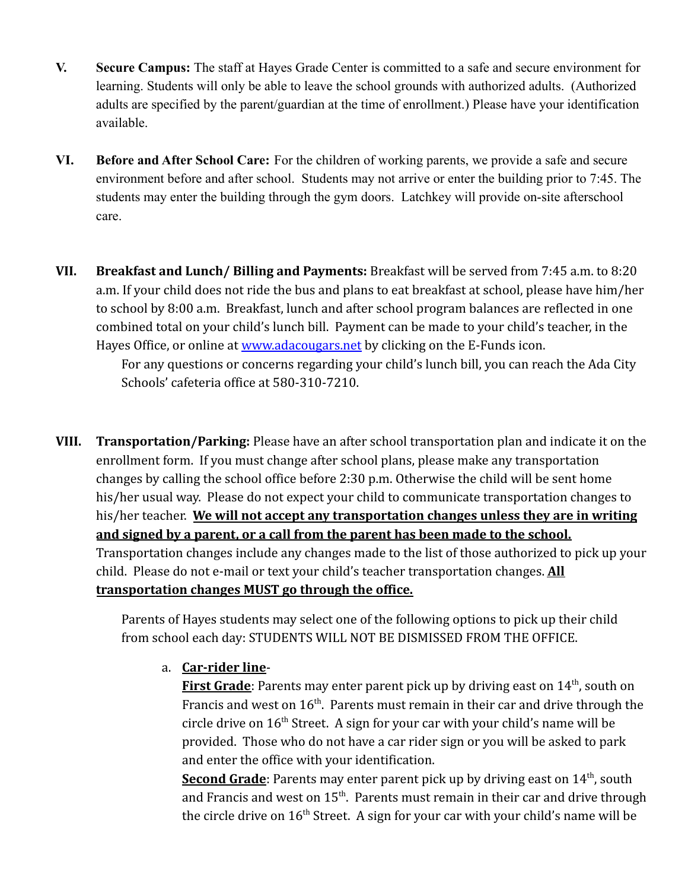**V. Secure Campus:** The staff at Hayes Grade Center is committed to a safe and secure environment for learning. Students will only be able to leave the school grounds with authorized adults. (Authorized adults are specified by the parent/guardian at the time of enrollment.) Please have your identification available.

**VI. Before and After School Care:** For the children of working parents, we provide a safe and secure environment before and after school. Students may not arrive or enter the building prior to 7:45. The students may enter the building through the gym doors. Latchkey will provide on-site afterschool care.

**VII. Breakfast and Lunch/ Billing and Payments:** Breakfast will be served from 7:45 a.m. to 8:20 a.m. If your child does not ride the bus and plans to eat breakfast at school, please have him/her to school by 8:00 a.m. Breakfast, lunch and after school program balances are reflected in one combined total on your child's lunch bill. Payment can be made to your child's teacher, in the Hayes Office, or online at [www.adacougars.net](http://www.adacougars.net) by clicking on the E-Funds icon.

For any questions or concerns regarding your child's lunch bill, you can reach the Ada City Schools' cafeteria office at 580-310-7210.

**VIII. Transportation/Parking:** Please have an after school transportation plan and indicate it on the enrollment form. If you must change after school plans, please make any transportation changes by calling the school office before 2:30 p.m. Otherwise the child will be sent home his/her usual way. Please do not expect your child to communicate transportation changes to his/her teacher. **We will not accept any transportation changes unless they are in writing and signed by a parent, or a call from the parent has been made to the school.** Transportation changes include any changes made to the list of those authorized to pick up your child. Please do not e-mail or text your child's teacher transportation changes. **All transportation changes MUST go through the office.**

Parents of Hayes students may select one of the following options to pick up their child from school each day: STUDENTS WILL NOT BE DISMISSED FROM THE OFFICE.

a. **Car-rider line**-

**First Grade**: Parents may enter parent pick up by driving east on 14th, south on Francis and west on 16th. Parents must remain in their car and drive through the circle drive on 16th Street. A sign for your car with your child's name will be provided. Those who do not have a car rider sign or you will be asked to park and enter the office with your identification.

**Second Grade**: Parents may enter parent pick up by driving east on 14th, south and Francis and west on 15th. Parents must remain in their car and drive through the circle drive on 16th Street. A sign for your car with your child's name will be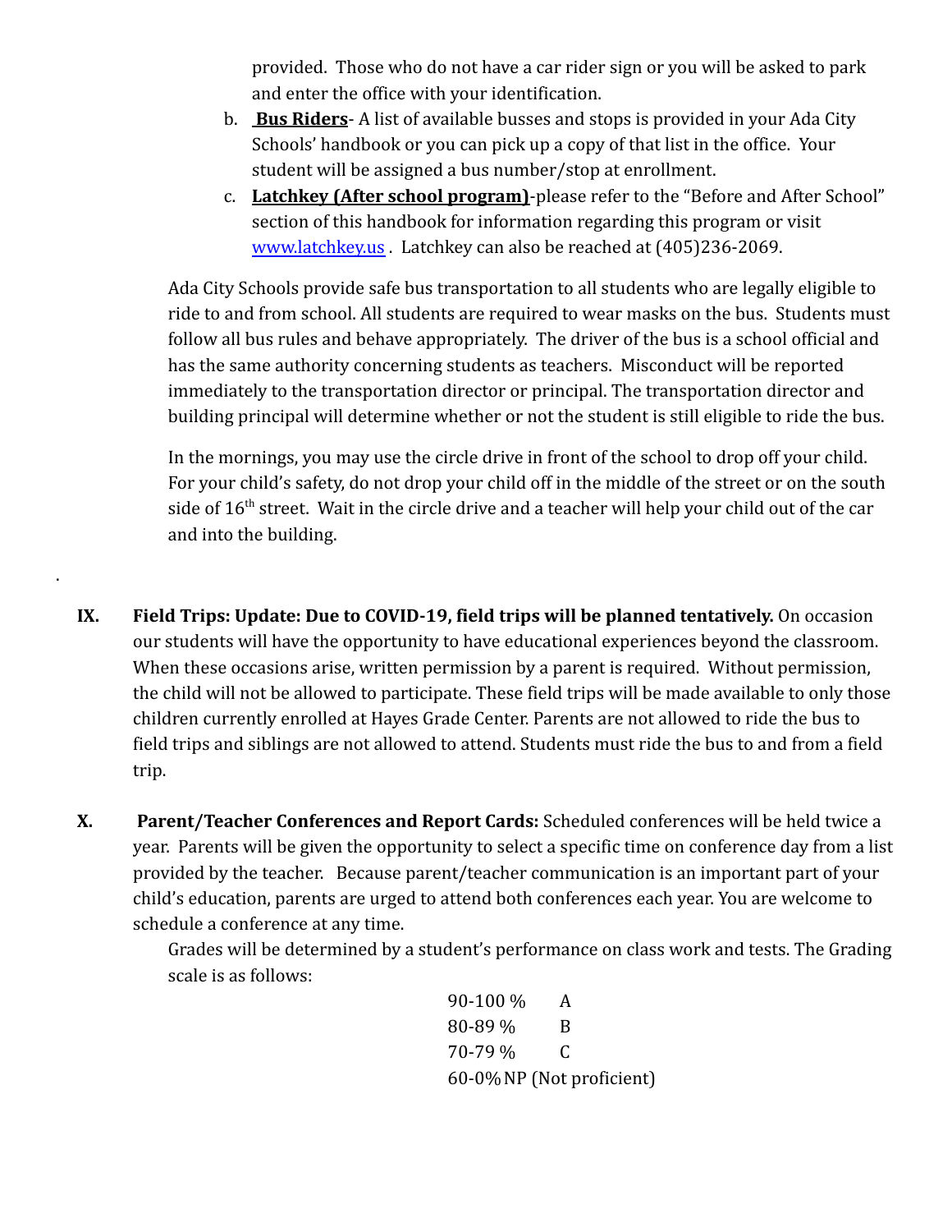provided. Those who do not have a car rider sign or you will be asked to park and enter the office with your identification.

b. **Bus Riders**- A list of available busses and stops is provided in your Ada City Schools' handbook or you can pick up a copy of that list in the office. Your student will be assigned a bus number/stop at enrollment.

c. **Latchkey (After school program)**-please refer to the "Before and After School" section of this handbook for information regarding this program or visit [www.latchkey.us](http://www.latchkey.us) . Latchkey can also be reached at (405)236-2069.

Ada City Schools provide safe bus transportation to all students who are legally eligible to ride to and from school. All students are required to wear masks on the bus. Students must follow all bus rules and behave appropriately. The driver of the bus is a school official and has the same authority concerning students as teachers. Misconduct will be reported immediately to the transportation director or principal. The transportation director and building principal will determine whether or not the student is still eligible to ride the bus.

In the mornings, you may use the circle drive in front of the school to drop off your child. For your child's safety, do not drop your child off in the middle of the street or on the south side of 16th street. Wait in the circle drive and a teacher will help your child out of the car and into the building.

IX. **Field Trips: Update: Due to COVID-19, field trips will be planned tentatively.** On occasion our students will have the opportunity to have educational experiences beyond the classroom. When these occasions arise, written permission by a parent is required. Without permission, the child will not be allowed to participate. These field trips will be made available to only those children currently enrolled at Hayes Grade Center. Parents are not allowed to ride the bus to field trips and siblings are not allowed to attend. Students must ride the bus to and from a field trip.

X. **Parent/Teacher Conferences and Report Cards:** Scheduled conferences will be held twice a year. Parents will be given the opportunity to select a specific time on conference day from a list provided by the teacher. Because parent/teacher communication is an important part of your child's education, parents are urged to attend both conferences each year. You are welcome to schedule a conference at any time.

Grades will be determined by a student's performance on class work and tests. The Grading scale is as follows:

90-100 % A
80-89 % B
70-79 % C
60-0% NP (Not proficient)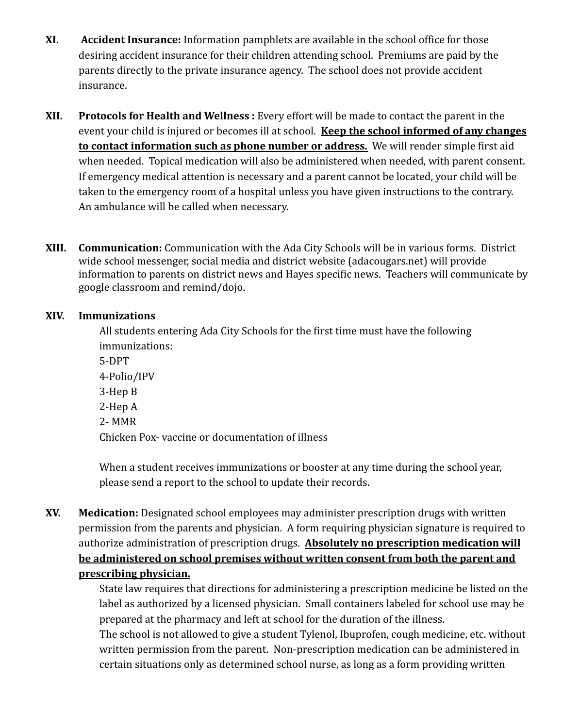**XI. Accident Insurance:** Information pamphlets are available in the school office for those desiring accident insurance for their children attending school. Premiums are paid by the parents directly to the private insurance agency. The school does not provide accident insurance.

**XII. Protocols for Health and Wellness :** Every effort will be made to contact the parent in the event your child is injured or becomes ill at school. **<u>Keep the school informed of any changes to contact information such as phone number or address.</u>** We will render simple first aid when needed. Topical medication will also be administered when needed, with parent consent. If emergency medical attention is necessary and a parent cannot be located, your child will be taken to the emergency room of a hospital unless you have given instructions to the contrary. An ambulance will be called when necessary.

**XIII. Communication:** Communication with the Ada City Schools will be in various forms. District wide school messenger, social media and district website (adacougars.net) will provide information to parents on district news and Hayes specific news. Teachers will communicate by google classroom and remind/dojo.

**XIV. Immunizations**

All students entering Ada City Schools for the first time must have the following immunizations:

5-DPT
4-Polio/IPV
3-Hep B
2-Hep A
2- MMR
Chicken Pox- vaccine or documentation of illness

When a student receives immunizations or booster at any time during the school year, please send a report to the school to update their records.

**XV. Medication:** Designated school employees may administer prescription drugs with written permission from the parents and physician. A form requiring physician signature is required to authorize administration of prescription drugs. **<u>Absolutely no prescription medication will be administered on school premises without written consent from both the parent and prescribing physician.</u>**

State law requires that directions for administering a prescription medicine be listed on the label as authorized by a licensed physician. Small containers labeled for school use may be prepared at the pharmacy and left at school for the duration of the illness.

The school is not allowed to give a student Tylenol, Ibuprofen, cough medicine, etc. without written permission from the parent. Non-prescription medication can be administered in certain situations only as determined school nurse, as long as a form providing written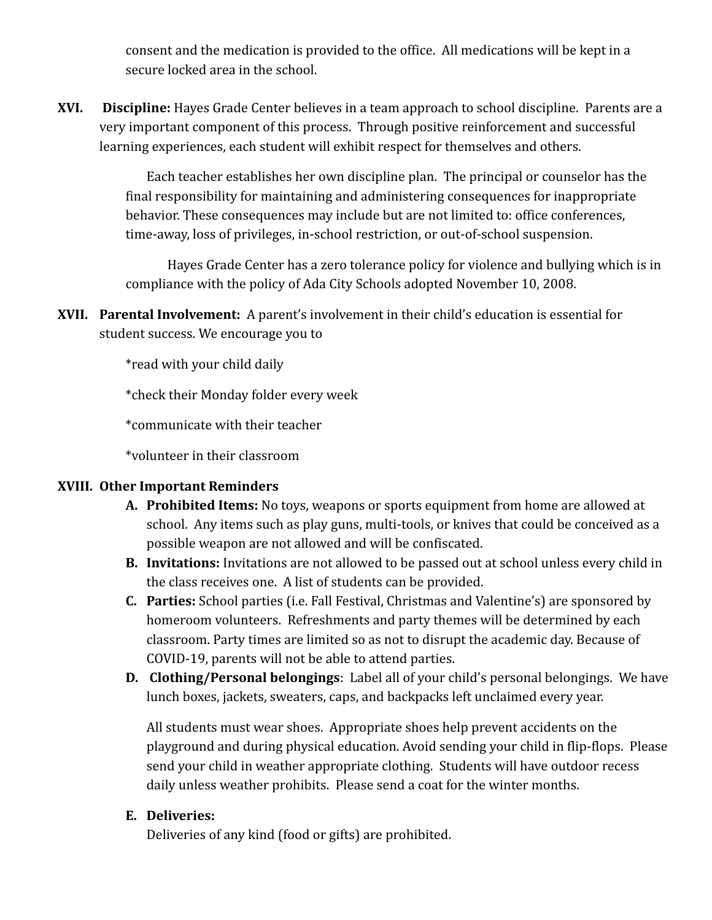consent and the medication is provided to the office. All medications will be kept in a secure locked area in the school.

**XVI. Discipline:** Hayes Grade Center believes in a team approach to school discipline. Parents are a very important component of this process. Through positive reinforcement and successful learning experiences, each student will exhibit respect for themselves and others.

Each teacher establishes her own discipline plan. The principal or counselor has the final responsibility for maintaining and administering consequences for inappropriate behavior. These consequences may include but are not limited to: office conferences, time-away, loss of privileges, in-school restriction, or out-of-school suspension.

Hayes Grade Center has a zero tolerance policy for violence and bullying which is in compliance with the policy of Ada City Schools adopted November 10, 2008.

**XVII. Parental Involvement:** A parent's involvement in their child's education is essential for student success. We encourage you to

*read with your child daily

*check their Monday folder every week

*communicate with their teacher

*volunteer in their classroom

**XVIII. Other Important Reminders**

A. **Prohibited Items:** No toys, weapons or sports equipment from home are allowed at school. Any items such as play guns, multi-tools, or knives that could be conceived as a possible weapon are not allowed and will be confiscated.

B. **Invitations:** Invitations are not allowed to be passed out at school unless every child in the class receives one. A list of students can be provided.

C. **Parties:** School parties (i.e. Fall Festival, Christmas and Valentine's) are sponsored by homeroom volunteers. Refreshments and party themes will be determined by each classroom. Party times are limited so as not to disrupt the academic day. Because of COVID-19, parents will not be able to attend parties.

D. **Clothing/Personal belongings**: Label all of your child's personal belongings. We have lunch boxes, jackets, sweaters, caps, and backpacks left unclaimed every year.

All students must wear shoes. Appropriate shoes help prevent accidents on the playground and during physical education. Avoid sending your child in flip-flops. Please send your child in weather appropriate clothing. Students will have outdoor recess daily unless weather prohibits. Please send a coat for the winter months.

E. **Deliveries:**

Deliveries of any kind (food or gifts) are prohibited.